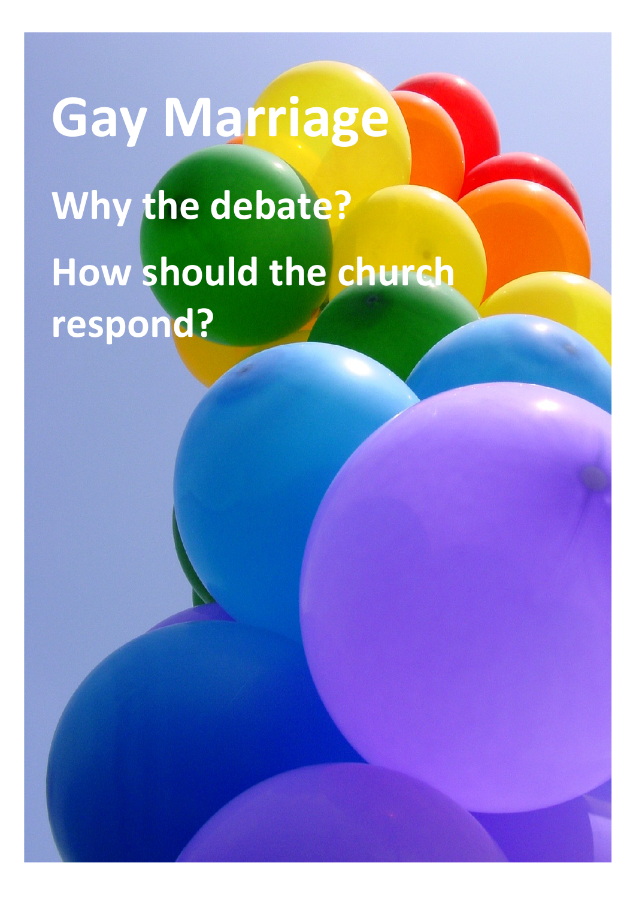# Gay Marriage

## Why the debate?

## How should the church respond?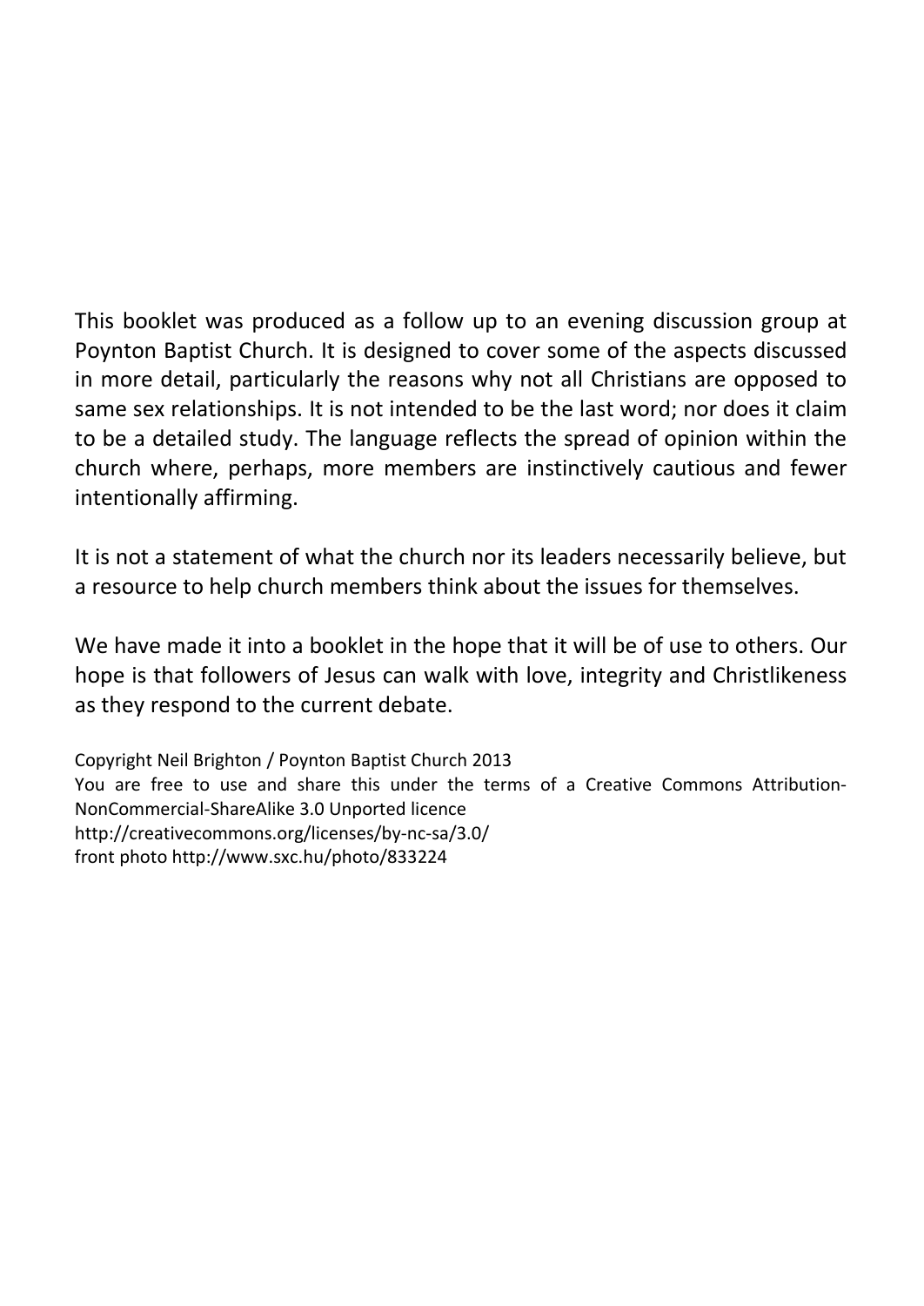This booklet was produced as a follow up to an evening discussion group at Poynton Baptist Church. It is designed to cover some of the aspects discussed in more detail, particularly the reasons why not all Christians are opposed to same sex relationships. It is not intended to be the last word; nor does it claim to be a detailed study. The language reflects the spread of opinion within the church where, perhaps, more members are instinctively cautious and fewer intentionally affirming.

It is not a statement of what the church nor its leaders necessarily believe, but a resource to help church members think about the issues for themselves.

We have made it into a booklet in the hope that it will be of use to others. Our hope is that followers of Jesus can walk with love, integrity and Christlikeness as they respond to the current debate.

Copyright Neil Brighton / Poynton Baptist Church 2013
You are free to use and share this under the terms of a Creative Commons Attribution-NonCommercial-ShareAlike 3.0 Unported licence
http://creativecommons.org/licenses/by-nc-sa/3.0/
front photo http://www.sxc.hu/photo/833224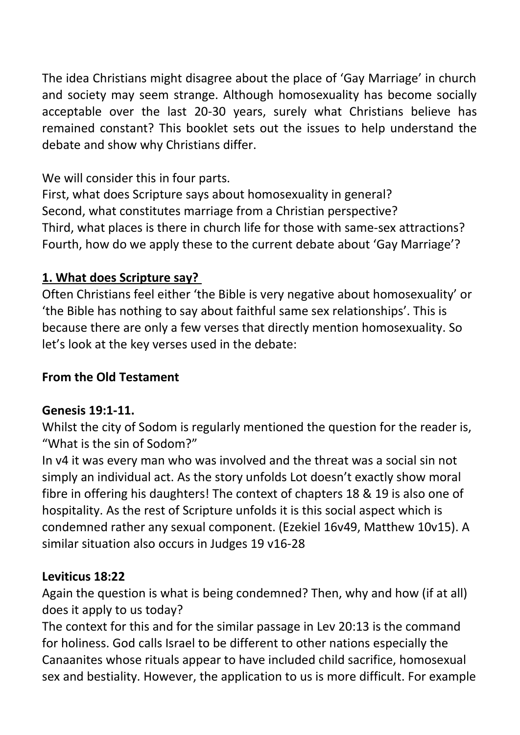The idea Christians might disagree about the place of 'Gay Marriage' in church and society may seem strange. Although homosexuality has become socially acceptable over the last 20-30 years, surely what Christians believe has remained constant? This booklet sets out the issues to help understand the debate and show why Christians differ.

We will consider this in four parts.
First, what does Scripture says about homosexuality in general?
Second, what constitutes marriage from a Christian perspective?
Third, what places is there in church life for those with same-sex attractions?
Fourth, how do we apply these to the current debate about 'Gay Marriage'?

## 1. What does Scripture say?

Often Christians feel either 'the Bible is very negative about homosexuality' or 'the Bible has nothing to say about faithful same sex relationships'. This is because there are only a few verses that directly mention homosexuality. So let's look at the key verses used in the debate:

### From the Old Testament

#### Genesis 19:1-11.

Whilst the city of Sodom is regularly mentioned the question for the reader is, "What is the sin of Sodom?"
In v4 it was every man who was involved and the threat was a social sin not simply an individual act. As the story unfolds Lot doesn't exactly show moral fibre in offering his daughters! The context of chapters 18 & 19 is also one of hospitality. As the rest of Scripture unfolds it is this social aspect which is condemned rather any sexual component. (Ezekiel 16v49, Matthew 10v15). A similar situation also occurs in Judges 19 v16-28

#### Leviticus 18:22

Again the question is what is being condemned? Then, why and how (if at all) does it apply to us today?
The context for this and for the similar passage in Lev 20:13 is the command for holiness. God calls Israel to be different to other nations especially the Canaanites whose rituals appear to have included child sacrifice, homosexual sex and bestiality. However, the application to us is more difficult. For example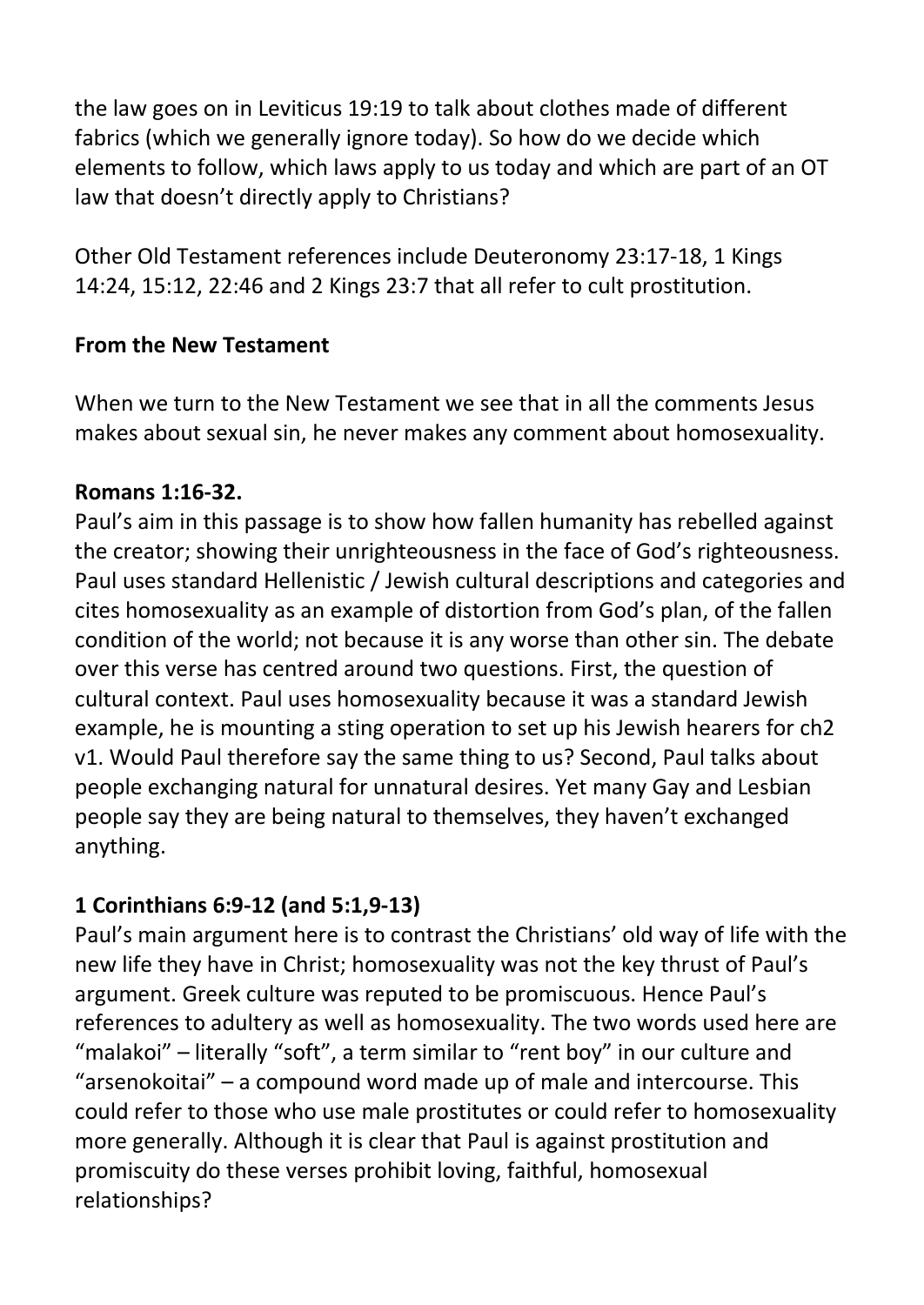the law goes on in Leviticus 19:19 to talk about clothes made of different fabrics (which we generally ignore today). So how do we decide which elements to follow, which laws apply to us today and which are part of an OT law that doesn't directly apply to Christians?

Other Old Testament references include Deuteronomy 23:17-18, 1 Kings 14:24, 15:12, 22:46 and 2 Kings 23:7 that all refer to cult prostitution.

**From the New Testament**

When we turn to the New Testament we see that in all the comments Jesus makes about sexual sin, he never makes any comment about homosexuality.

**Romans 1:16-32.**
Paul's aim in this passage is to show how fallen humanity has rebelled against the creator; showing their unrighteousness in the face of God's righteousness. Paul uses standard Hellenistic / Jewish cultural descriptions and categories and cites homosexuality as an example of distortion from God's plan, of the fallen condition of the world; not because it is any worse than other sin. The debate over this verse has centred around two questions. First, the question of cultural context. Paul uses homosexuality because it was a standard Jewish example, he is mounting a sting operation to set up his Jewish hearers for ch2 v1. Would Paul therefore say the same thing to us? Second, Paul talks about people exchanging natural for unnatural desires. Yet many Gay and Lesbian people say they are being natural to themselves, they haven't exchanged anything.

**1 Corinthians 6:9-12 (and 5:1,9-13)**
Paul's main argument here is to contrast the Christians' old way of life with the new life they have in Christ; homosexuality was not the key thrust of Paul's argument. Greek culture was reputed to be promiscuous. Hence Paul's references to adultery as well as homosexuality. The two words used here are "malakoi" – literally "soft", a term similar to "rent boy" in our culture and "arsenokoitai" – a compound word made up of male and intercourse. This could refer to those who use male prostitutes or could refer to homosexuality more generally. Although it is clear that Paul is against prostitution and promiscuity do these verses prohibit loving, faithful, homosexual relationships?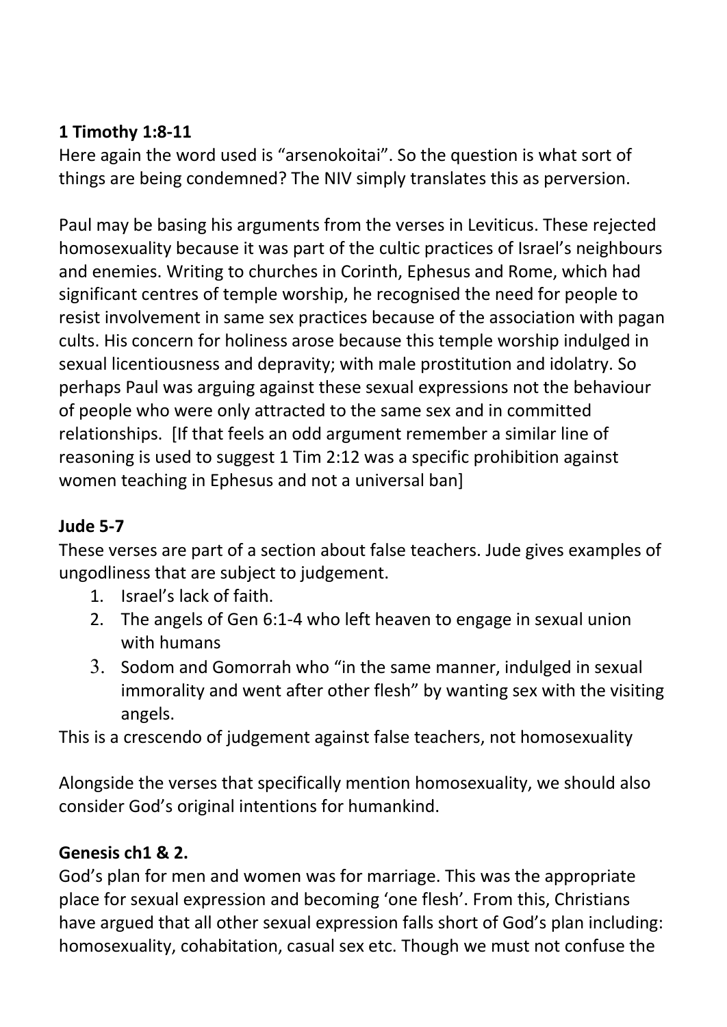**1 Timothy 1:8-11**
Here again the word used is "arsenokoitai". So the question is what sort of things are being condemned? The NIV simply translates this as perversion.

Paul may be basing his arguments from the verses in Leviticus. These rejected homosexuality because it was part of the cultic practices of Israel's neighbours and enemies. Writing to churches in Corinth, Ephesus and Rome, which had significant centres of temple worship, he recognised the need for people to resist involvement in same sex practices because of the association with pagan cults. His concern for holiness arose because this temple worship indulged in sexual licentiousness and depravity; with male prostitution and idolatry. So perhaps Paul was arguing against these sexual expressions not the behaviour of people who were only attracted to the same sex and in committed relationships. [If that feels an odd argument remember a similar line of reasoning is used to suggest 1 Tim 2:12 was a specific prohibition against women teaching in Ephesus and not a universal ban]

**Jude 5-7**
These verses are part of a section about false teachers. Jude gives examples of ungodliness that are subject to judgement.

1. Israel's lack of faith.
2. The angels of Gen 6:1-4 who left heaven to engage in sexual union with humans
3. Sodom and Gomorrah who "in the same manner, indulged in sexual immorality and went after other flesh" by wanting sex with the visiting angels.

This is a crescendo of judgement against false teachers, not homosexuality

Alongside the verses that specifically mention homosexuality, we should also consider God's original intentions for humankind.

**Genesis ch1 & 2.**
God's plan for men and women was for marriage. This was the appropriate place for sexual expression and becoming 'one flesh'. From this, Christians have argued that all other sexual expression falls short of God's plan including: homosexuality, cohabitation, casual sex etc. Though we must not confuse the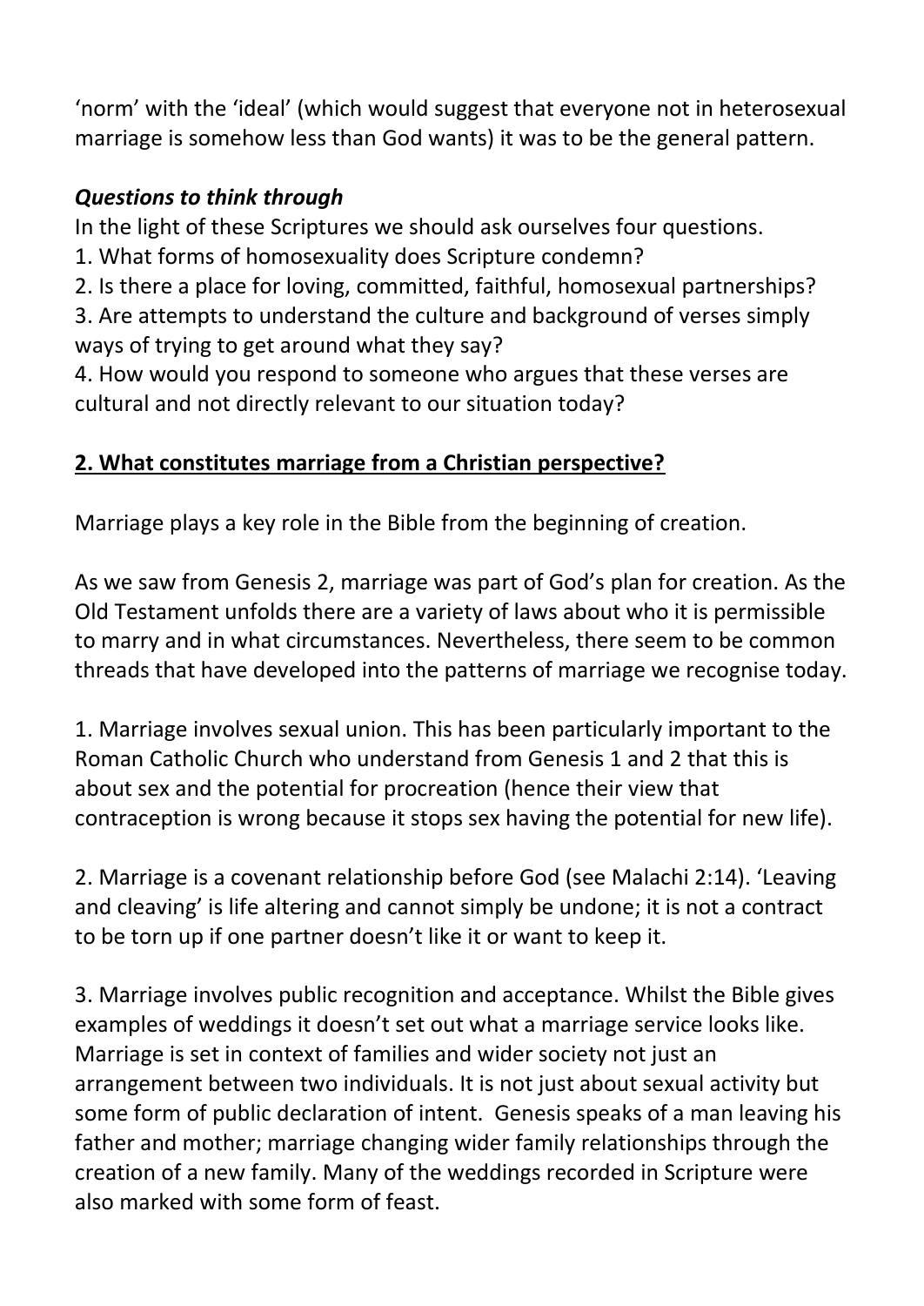'norm' with the 'ideal' (which would suggest that everyone not in heterosexual marriage is somehow less than God wants) it was to be the general pattern.

***Questions to think through***

In the light of these Scriptures we should ask ourselves four questions.

1. What forms of homosexuality does Scripture condemn?
2. Is there a place for loving, committed, faithful, homosexual partnerships?
3. Are attempts to understand the culture and background of verses simply ways of trying to get around what they say?
4. How would you respond to someone who argues that these verses are cultural and not directly relevant to our situation today?

## 2. What constitutes marriage from a Christian perspective?

Marriage plays a key role in the Bible from the beginning of creation.

As we saw from Genesis 2, marriage was part of God's plan for creation. As the Old Testament unfolds there are a variety of laws about who it is permissible to marry and in what circumstances. Nevertheless, there seem to be common threads that have developed into the patterns of marriage we recognise today.

1. Marriage involves sexual union. This has been particularly important to the Roman Catholic Church who understand from Genesis 1 and 2 that this is about sex and the potential for procreation (hence their view that contraception is wrong because it stops sex having the potential for new life).

2. Marriage is a covenant relationship before God (see Malachi 2:14). 'Leaving and cleaving' is life altering and cannot simply be undone; it is not a contract to be torn up if one partner doesn't like it or want to keep it.

3. Marriage involves public recognition and acceptance. Whilst the Bible gives examples of weddings it doesn't set out what a marriage service looks like. Marriage is set in context of families and wider society not just an arrangement between two individuals. It is not just about sexual activity but some form of public declaration of intent. Genesis speaks of a man leaving his father and mother; marriage changing wider family relationships through the creation of a new family. Many of the weddings recorded in Scripture were also marked with some form of feast.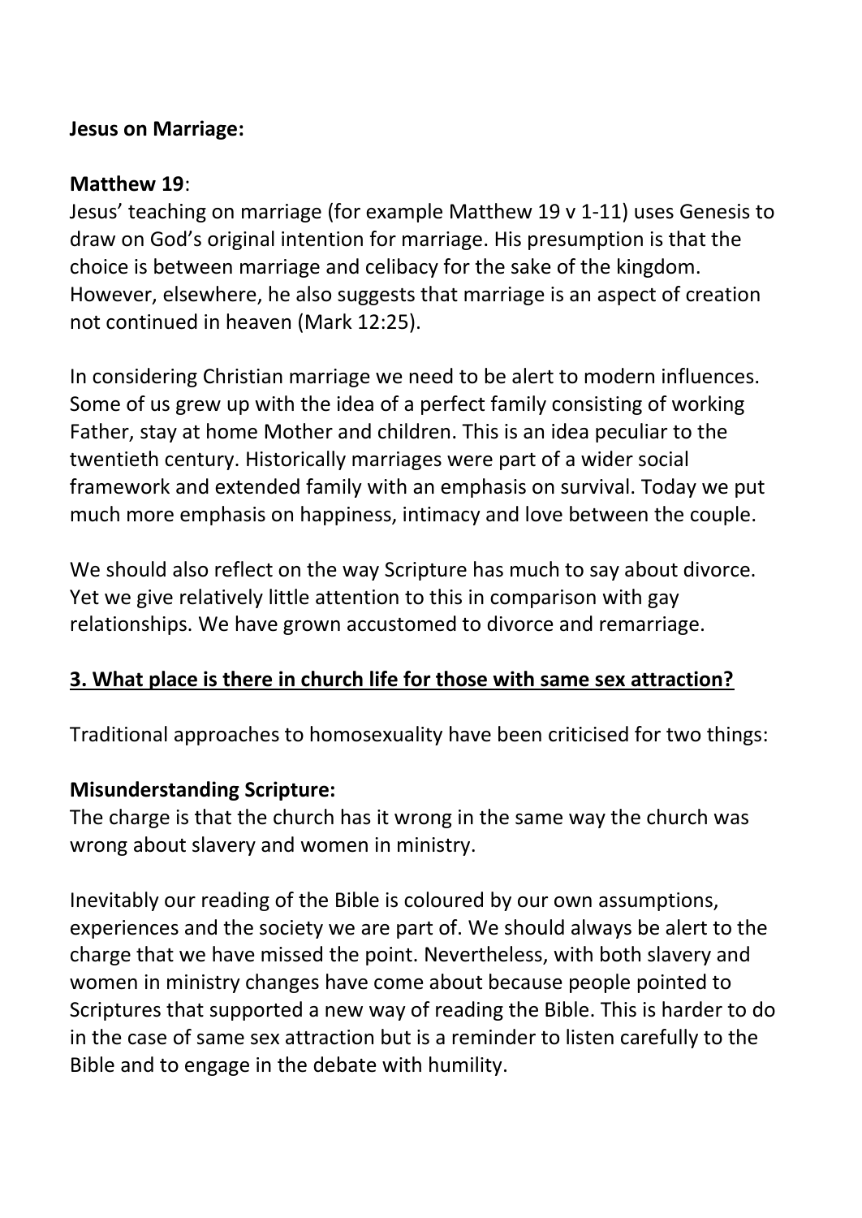**Jesus on Marriage:**

**Matthew 19**:
Jesus' teaching on marriage (for example Matthew 19 v 1-11) uses Genesis to draw on God's original intention for marriage. His presumption is that the choice is between marriage and celibacy for the sake of the kingdom. However, elsewhere, he also suggests that marriage is an aspect of creation not continued in heaven (Mark 12:25).

In considering Christian marriage we need to be alert to modern influences. Some of us grew up with the idea of a perfect family consisting of working Father, stay at home Mother and children. This is an idea peculiar to the twentieth century. Historically marriages were part of a wider social framework and extended family with an emphasis on survival. Today we put much more emphasis on happiness, intimacy and love between the couple.

We should also reflect on the way Scripture has much to say about divorce. Yet we give relatively little attention to this in comparison with gay relationships. We have grown accustomed to divorce and remarriage.

**<u>3. What place is there in church life for those with same sex attraction?</u>**

Traditional approaches to homosexuality have been criticised for two things:

**Misunderstanding Scripture:**
The charge is that the church has it wrong in the same way the church was wrong about slavery and women in ministry.

Inevitably our reading of the Bible is coloured by our own assumptions, experiences and the society we are part of. We should always be alert to the charge that we have missed the point. Nevertheless, with both slavery and women in ministry changes have come about because people pointed to Scriptures that supported a new way of reading the Bible. This is harder to do in the case of same sex attraction but is a reminder to listen carefully to the Bible and to engage in the debate with humility.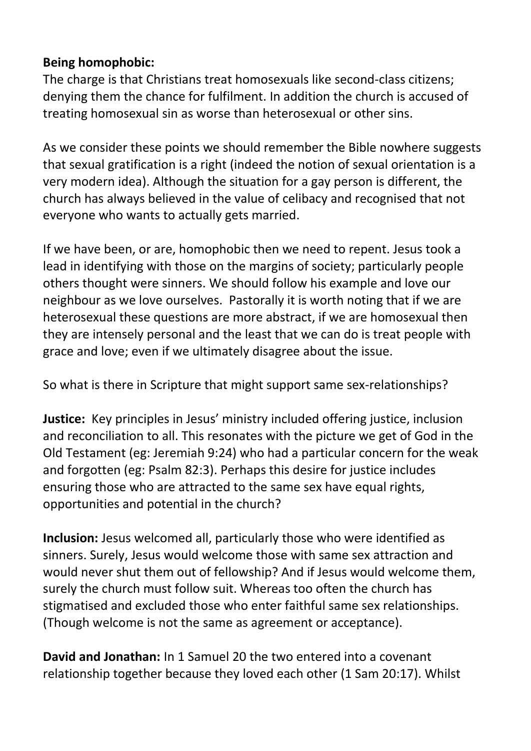**Being homophobic:**
The charge is that Christians treat homosexuals like second-class citizens; denying them the chance for fulfilment. In addition the church is accused of treating homosexual sin as worse than heterosexual or other sins.

As we consider these points we should remember the Bible nowhere suggests that sexual gratification is a right (indeed the notion of sexual orientation is a very modern idea). Although the situation for a gay person is different, the church has always believed in the value of celibacy and recognised that not everyone who wants to actually gets married.

If we have been, or are, homophobic then we need to repent. Jesus took a lead in identifying with those on the margins of society; particularly people others thought were sinners. We should follow his example and love our neighbour as we love ourselves. Pastorally it is worth noting that if we are heterosexual these questions are more abstract, if we are homosexual then they are intensely personal and the least that we can do is treat people with grace and love; even if we ultimately disagree about the issue.

So what is there in Scripture that might support same sex-relationships?

**Justice:** Key principles in Jesus' ministry included offering justice, inclusion and reconciliation to all. This resonates with the picture we get of God in the Old Testament (eg: Jeremiah 9:24) who had a particular concern for the weak and forgotten (eg: Psalm 82:3). Perhaps this desire for justice includes ensuring those who are attracted to the same sex have equal rights, opportunities and potential in the church?

**Inclusion:** Jesus welcomed all, particularly those who were identified as sinners. Surely, Jesus would welcome those with same sex attraction and would never shut them out of fellowship? And if Jesus would welcome them, surely the church must follow suit. Whereas too often the church has stigmatised and excluded those who enter faithful same sex relationships. (Though welcome is not the same as agreement or acceptance).

**David and Jonathan:** In 1 Samuel 20 the two entered into a covenant relationship together because they loved each other (1 Sam 20:17). Whilst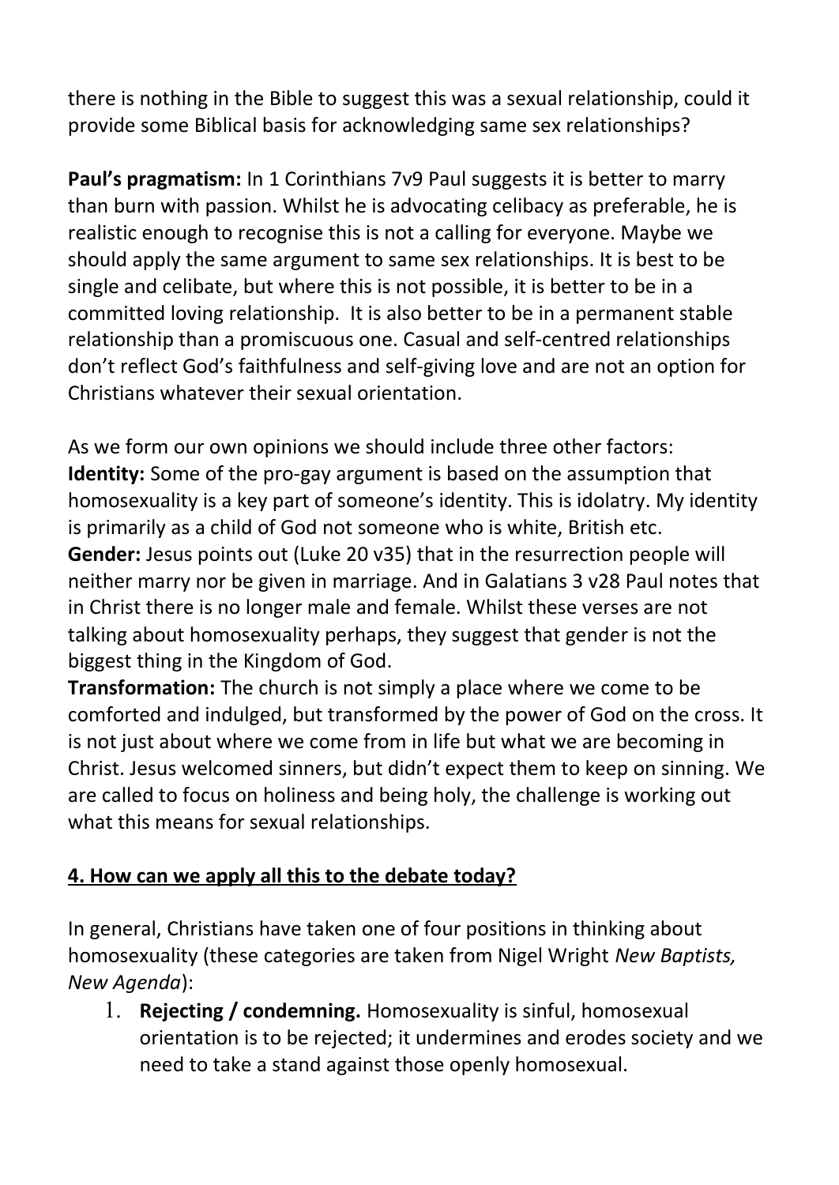there is nothing in the Bible to suggest this was a sexual relationship, could it provide some Biblical basis for acknowledging same sex relationships?

**Paul's pragmatism:** In 1 Corinthians 7v9 Paul suggests it is better to marry than burn with passion. Whilst he is advocating celibacy as preferable, he is realistic enough to recognise this is not a calling for everyone. Maybe we should apply the same argument to same sex relationships. It is best to be single and celibate, but where this is not possible, it is better to be in a committed loving relationship. It is also better to be in a permanent stable relationship than a promiscuous one. Casual and self-centred relationships don't reflect God's faithfulness and self-giving love and are not an option for Christians whatever their sexual orientation.

As we form our own opinions we should include three other factors:
**Identity:** Some of the pro-gay argument is based on the assumption that homosexuality is a key part of someone's identity. This is idolatry. My identity is primarily as a child of God not someone who is white, British etc.
**Gender:** Jesus points out (Luke 20 v35) that in the resurrection people will neither marry nor be given in marriage. And in Galatians 3 v28 Paul notes that in Christ there is no longer male and female. Whilst these verses are not talking about homosexuality perhaps, they suggest that gender is not the biggest thing in the Kingdom of God.
**Transformation:** The church is not simply a place where we come to be comforted and indulged, but transformed by the power of God on the cross. It is not just about where we come from in life but what we are becoming in Christ. Jesus welcomed sinners, but didn't expect them to keep on sinning. We are called to focus on holiness and being holy, the challenge is working out what this means for sexual relationships.

## 4. How can we apply all this to the debate today?

In general, Christians have taken one of four positions in thinking about homosexuality (these categories are taken from Nigel Wright *New Baptists, New Agenda*):

1. **Rejecting / condemning.** Homosexuality is sinful, homosexual orientation is to be rejected; it undermines and erodes society and we need to take a stand against those openly homosexual.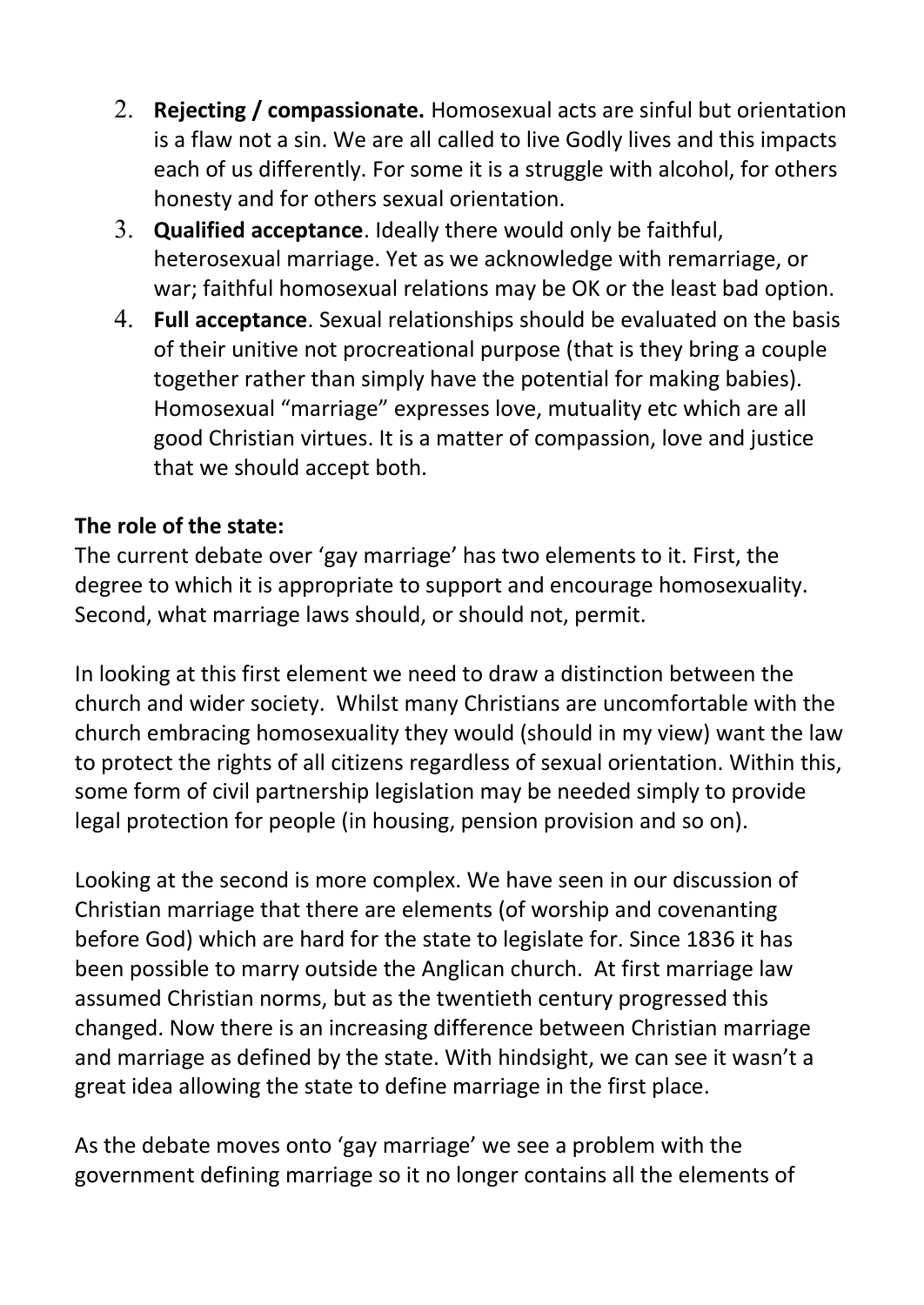2. **Rejecting / compassionate.** Homosexual acts are sinful but orientation is a flaw not a sin. We are all called to live Godly lives and this impacts each of us differently. For some it is a struggle with alcohol, for others honesty and for others sexual orientation.
3. **Qualified acceptance**. Ideally there would only be faithful, heterosexual marriage. Yet as we acknowledge with remarriage, or war; faithful homosexual relations may be OK or the least bad option.
4. **Full acceptance**. Sexual relationships should be evaluated on the basis of their unitive not procreational purpose (that is they bring a couple together rather than simply have the potential for making babies). Homosexual "marriage" expresses love, mutuality etc which are all good Christian virtues. It is a matter of compassion, love and justice that we should accept both.

**The role of the state:**
The current debate over 'gay marriage' has two elements to it. First, the degree to which it is appropriate to support and encourage homosexuality. Second, what marriage laws should, or should not, permit.

In looking at this first element we need to draw a distinction between the church and wider society. Whilst many Christians are uncomfortable with the church embracing homosexuality they would (should in my view) want the law to protect the rights of all citizens regardless of sexual orientation. Within this, some form of civil partnership legislation may be needed simply to provide legal protection for people (in housing, pension provision and so on).

Looking at the second is more complex. We have seen in our discussion of Christian marriage that there are elements (of worship and covenanting before God) which are hard for the state to legislate for. Since 1836 it has been possible to marry outside the Anglican church. At first marriage law assumed Christian norms, but as the twentieth century progressed this changed. Now there is an increasing difference between Christian marriage and marriage as defined by the state. With hindsight, we can see it wasn't a great idea allowing the state to define marriage in the first place.

As the debate moves onto 'gay marriage' we see a problem with the government defining marriage so it no longer contains all the elements of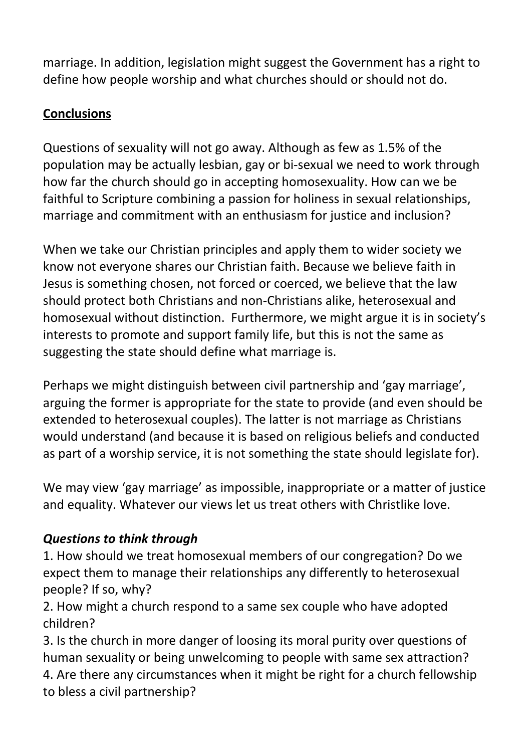marriage. In addition, legislation might suggest the Government has a right to define how people worship and what churches should or should not do.

## Conclusions

Questions of sexuality will not go away. Although as few as 1.5% of the population may be actually lesbian, gay or bi-sexual we need to work through how far the church should go in accepting homosexuality. How can we be faithful to Scripture combining a passion for holiness in sexual relationships, marriage and commitment with an enthusiasm for justice and inclusion?

When we take our Christian principles and apply them to wider society we know not everyone shares our Christian faith. Because we believe faith in Jesus is something chosen, not forced or coerced, we believe that the law should protect both Christians and non-Christians alike, heterosexual and homosexual without distinction. Furthermore, we might argue it is in society's interests to promote and support family life, but this is not the same as suggesting the state should define what marriage is.

Perhaps we might distinguish between civil partnership and 'gay marriage', arguing the former is appropriate for the state to provide (and even should be extended to heterosexual couples). The latter is not marriage as Christians would understand (and because it is based on religious beliefs and conducted as part of a worship service, it is not something the state should legislate for).

We may view 'gay marriage' as impossible, inappropriate or a matter of justice and equality. Whatever our views let us treat others with Christlike love.

### *Questions to think through*

1. How should we treat homosexual members of our congregation? Do we expect them to manage their relationships any differently to heterosexual people? If so, why?
2. How might a church respond to a same sex couple who have adopted children?
3. Is the church in more danger of loosing its moral purity over questions of human sexuality or being unwelcoming to people with same sex attraction?
4. Are there any circumstances when it might be right for a church fellowship to bless a civil partnership?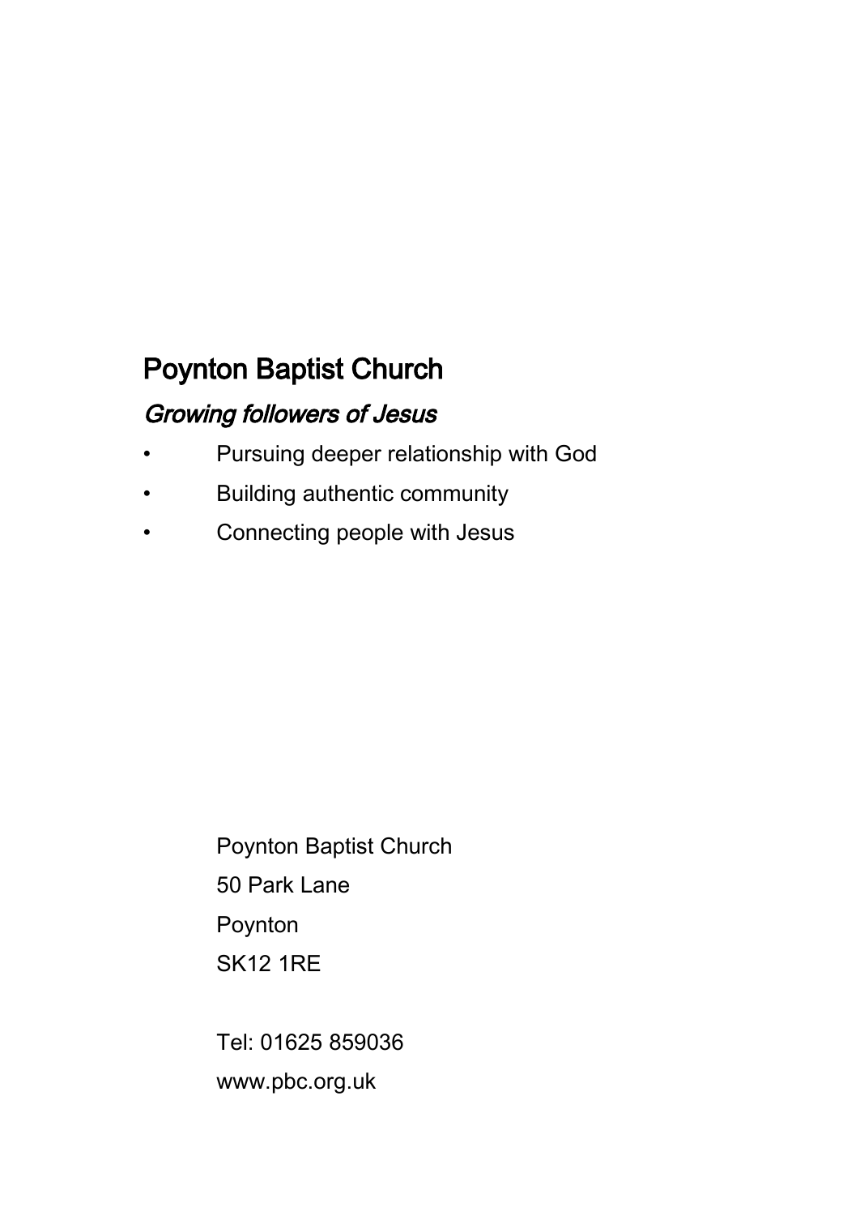## Poynton Baptist Church

### *Growing followers of Jesus*

- Pursuing deeper relationship with God
- Building authentic community
- Connecting people with Jesus

Poynton Baptist Church
50 Park Lane
Poynton
SK12 1RE

Tel: 01625 859036
www.pbc.org.uk